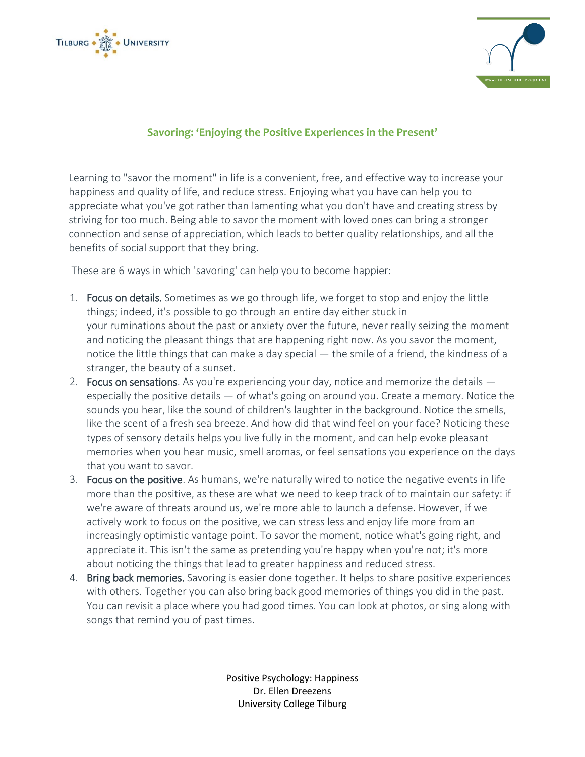## Savoring: 'Enjoying the Positive Experiences in the Present'

Learning to "savor the moment" in life is a convenient, free, and effective way to increase your happiness and quality of life, and reduce stress. Enjoying what you have can help you to appreciate what you've got rather than lamenting what you don't have and creating stress by striving for too much. Being able to savor the moment with loved ones can bring a stronger connection and sense of appreciation, which leads to better quality relationships, and all the benefits of social support that they bring.

These are 6 ways in which 'savoring' can help you to become happier:

1. Focus on details. Sometimes as we go through life, we forget to stop and enjoy the little things; indeed, it's possible to go through an entire day either stuck in your ruminations about the past or anxiety over the future, never really seizing the moment and noticing the pleasant things that are happening right now. As you savor the moment, notice the little things that can make a day special — the smile of a friend, the kindness of a stranger, the beauty of a sunset.
2. Focus on sensations. As you're experiencing your day, notice and memorize the details — especially the positive details — of what's going on around you. Create a memory. Notice the sounds you hear, like the sound of children's laughter in the background. Notice the smells, like the scent of a fresh sea breeze. And how did that wind feel on your face? Noticing these types of sensory details helps you live fully in the moment, and can help evoke pleasant memories when you hear music, smell aromas, or feel sensations you experience on the days that you want to savor.
3. Focus on the positive. As humans, we're naturally wired to notice the negative events in life more than the positive, as these are what we need to keep track of to maintain our safety: if we're aware of threats around us, we're more able to launch a defense. However, if we actively work to focus on the positive, we can stress less and enjoy life more from an increasingly optimistic vantage point. To savor the moment, notice what's going right, and appreciate it. This isn't the same as pretending you're happy when you're not; it's more about noticing the things that lead to greater happiness and reduced stress.
4. Bring back memories. Savoring is easier done together. It helps to share positive experiences with others. Together you can also bring back good memories of things you did in the past. You can revisit a place where you had good times. You can look at photos, or sing along with songs that remind you of past times.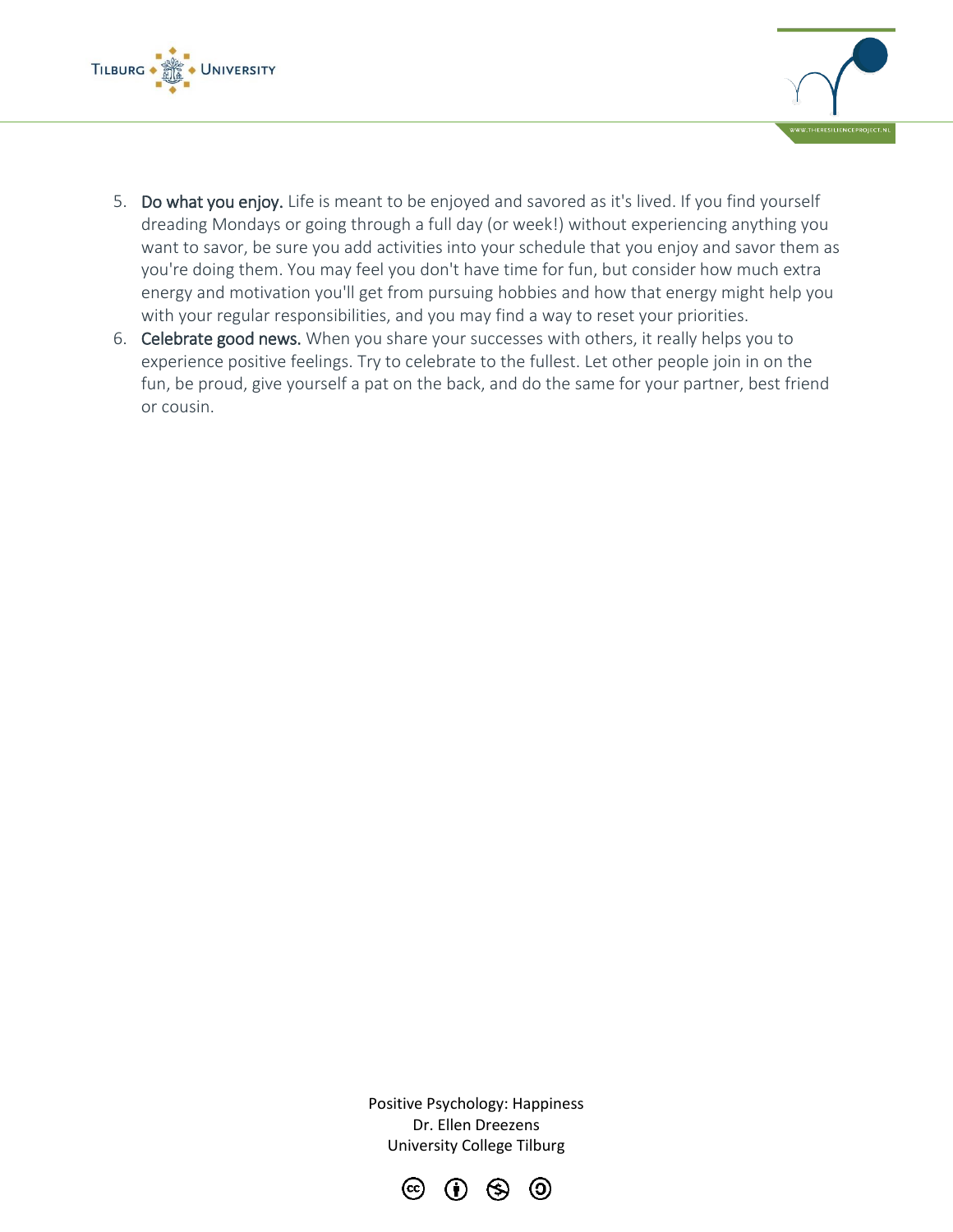5. **Do what you enjoy.** Life is meant to be enjoyed and savored as it's lived. If you find yourself dreading Mondays or going through a full day (or week!) without experiencing anything you want to savor, be sure you add activities into your schedule that you enjoy and savor them as you're doing them. You may feel you don't have time for fun, but consider how much extra energy and motivation you'll get from pursuing hobbies and how that energy might help you with your regular responsibilities, and you may find a way to reset your priorities.
6. **Celebrate good news.** When you share your successes with others, it really helps you to experience positive feelings. Try to celebrate to the fullest. Let other people join in on the fun, be proud, give yourself a pat on the back, and do the same for your partner, best friend or cousin.